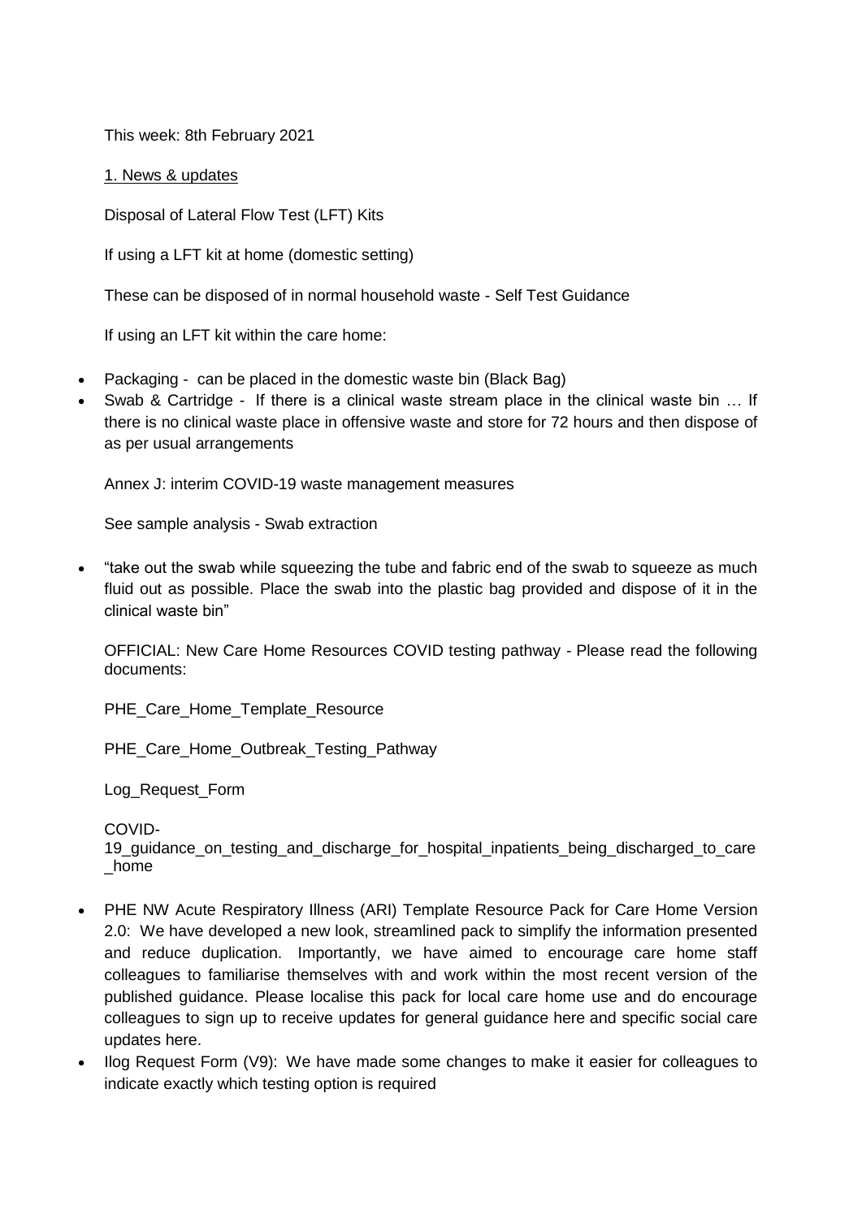This week: 8th February 2021

1. News & updates

Disposal of Lateral Flow Test (LFT) Kits

If using a LFT kit at home (domestic setting)

These can be disposed of in normal household waste - Self Test Guidance

If using an LFT kit within the care home:

- Packaging - can be placed in the domestic waste bin (Black Bag)
- Swab & Cartridge - If there is a clinical waste stream place in the clinical waste bin … If there is no clinical waste place in offensive waste and store for 72 hours and then dispose of as per usual arrangements

Annex J: interim COVID-19 waste management measures

See sample analysis - Swab extraction

- "take out the swab while squeezing the tube and fabric end of the swab to squeeze as much fluid out as possible. Place the swab into the plastic bag provided and dispose of it in the clinical waste bin"

OFFICIAL: New Care Home Resources COVID testing pathway - Please read the following documents:

PHE_Care_Home_Template_Resource

PHE_Care_Home_Outbreak_Testing_Pathway

Log_Request_Form

COVID-19_guidance_on_testing_and_discharge_for_hospital_inpatients_being_discharged_to_care_home

- PHE NW Acute Respiratory Illness (ARI) Template Resource Pack for Care Home Version 2.0: We have developed a new look, streamlined pack to simplify the information presented and reduce duplication. Importantly, we have aimed to encourage care home staff colleagues to familiarise themselves with and work within the most recent version of the published guidance. Please localise this pack for local care home use and do encourage colleagues to sign up to receive updates for general guidance here and specific social care updates here.
- Ilog Request Form (V9): We have made some changes to make it easier for colleagues to indicate exactly which testing option is required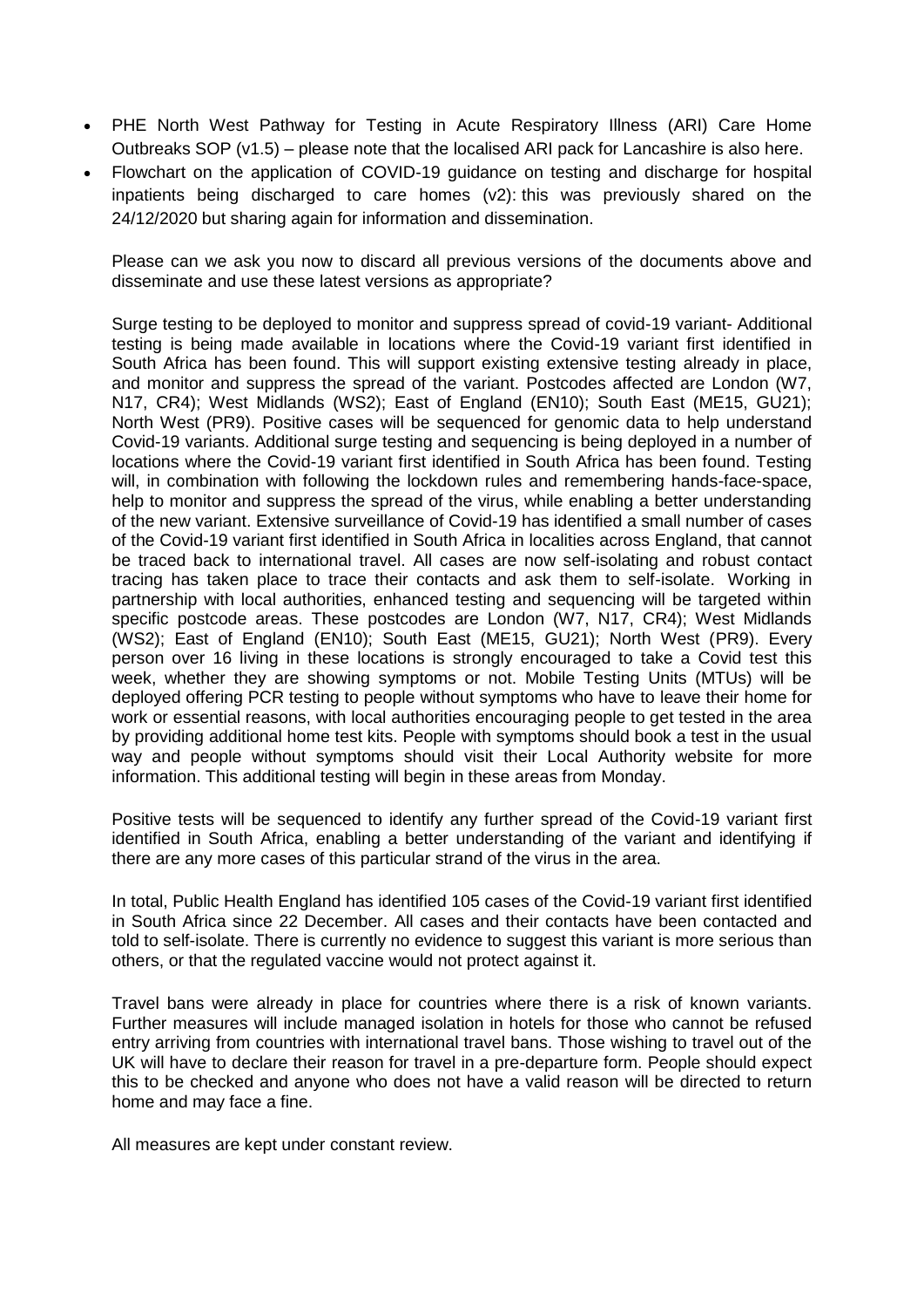- PHE North West Pathway for Testing in Acute Respiratory Illness (ARI) Care Home Outbreaks SOP (v1.5) – please note that the localised ARI pack for Lancashire is also here.
- Flowchart on the application of COVID-19 guidance on testing and discharge for hospital inpatients being discharged to care homes (v2): this was previously shared on the 24/12/2020 but sharing again for information and dissemination.

Please can we ask you now to discard all previous versions of the documents above and disseminate and use these latest versions as appropriate?

Surge testing to be deployed to monitor and suppress spread of covid-19 variant- Additional testing is being made available in locations where the Covid-19 variant first identified in South Africa has been found. This will support existing extensive testing already in place, and monitor and suppress the spread of the variant. Postcodes affected are London (W7, N17, CR4); West Midlands (WS2); East of England (EN10); South East (ME15, GU21); North West (PR9). Positive cases will be sequenced for genomic data to help understand Covid-19 variants. Additional surge testing and sequencing is being deployed in a number of locations where the Covid-19 variant first identified in South Africa has been found. Testing will, in combination with following the lockdown rules and remembering hands-face-space, help to monitor and suppress the spread of the virus, while enabling a better understanding of the new variant. Extensive surveillance of Covid-19 has identified a small number of cases of the Covid-19 variant first identified in South Africa in localities across England, that cannot be traced back to international travel. All cases are now self-isolating and robust contact tracing has taken place to trace their contacts and ask them to self-isolate. Working in partnership with local authorities, enhanced testing and sequencing will be targeted within specific postcode areas. These postcodes are London (W7, N17, CR4); West Midlands (WS2); East of England (EN10); South East (ME15, GU21); North West (PR9). Every person over 16 living in these locations is strongly encouraged to take a Covid test this week, whether they are showing symptoms or not. Mobile Testing Units (MTUs) will be deployed offering PCR testing to people without symptoms who have to leave their home for work or essential reasons, with local authorities encouraging people to get tested in the area by providing additional home test kits. People with symptoms should book a test in the usual way and people without symptoms should visit their Local Authority website for more information. This additional testing will begin in these areas from Monday.

Positive tests will be sequenced to identify any further spread of the Covid-19 variant first identified in South Africa, enabling a better understanding of the variant and identifying if there are any more cases of this particular strand of the virus in the area.

In total, Public Health England has identified 105 cases of the Covid-19 variant first identified in South Africa since 22 December. All cases and their contacts have been contacted and told to self-isolate. There is currently no evidence to suggest this variant is more serious than others, or that the regulated vaccine would not protect against it.

Travel bans were already in place for countries where there is a risk of known variants. Further measures will include managed isolation in hotels for those who cannot be refused entry arriving from countries with international travel bans. Those wishing to travel out of the UK will have to declare their reason for travel in a pre-departure form. People should expect this to be checked and anyone who does not have a valid reason will be directed to return home and may face a fine.

All measures are kept under constant review.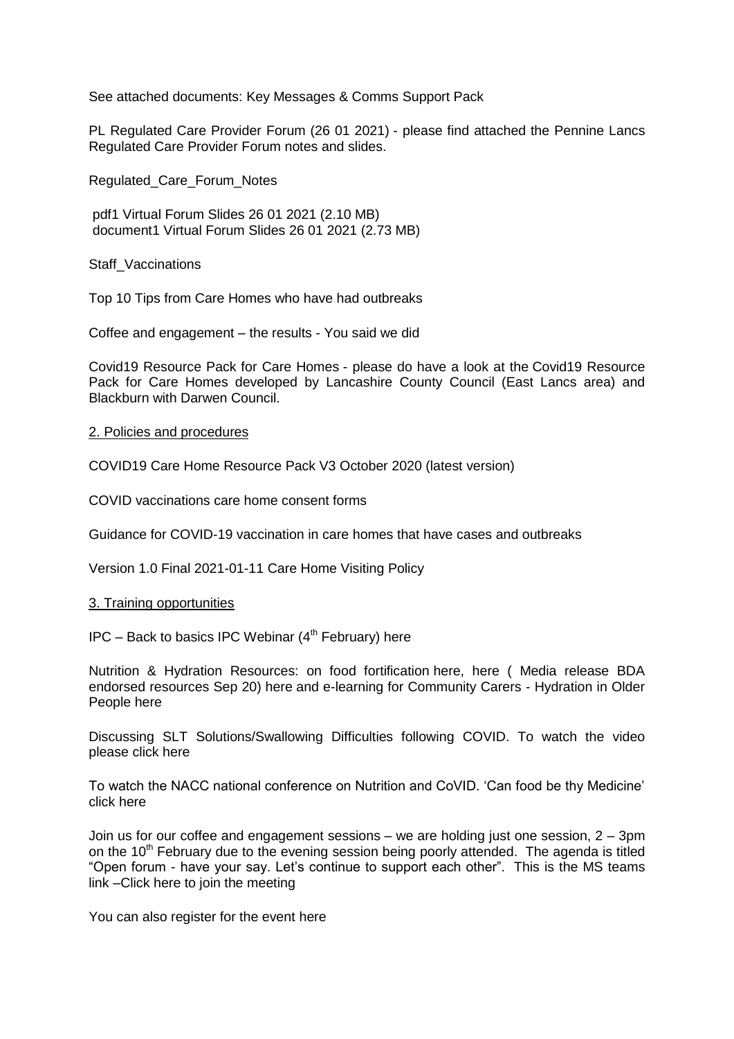See attached documents: Key Messages & Comms Support Pack

PL Regulated Care Provider Forum (26 01 2021) - please find attached the Pennine Lancs Regulated Care Provider Forum notes and slides.

Regulated_Care_Forum_Notes

pdf1 Virtual Forum Slides 26 01 2021 (2.10 MB)
document1 Virtual Forum Slides 26 01 2021 (2.73 MB)

Staff_Vaccinations

Top 10 Tips from Care Homes who have had outbreaks

Coffee and engagement – the results - You said we did

Covid19 Resource Pack for Care Homes - please do have a look at the Covid19 Resource Pack for Care Homes developed by Lancashire County Council (East Lancs area) and Blackburn with Darwen Council.

2. Policies and procedures

COVID19 Care Home Resource Pack V3 October 2020 (latest version)

COVID vaccinations care home consent forms

Guidance for COVID-19 vaccination in care homes that have cases and outbreaks

Version 1.0 Final 2021-01-11 Care Home Visiting Policy

3. Training opportunities

IPC – Back to basics IPC Webinar (4th February) here

Nutrition & Hydration Resources: on food fortification here, here ( Media release BDA endorsed resources Sep 20) here and e-learning for Community Carers - Hydration in Older People here

Discussing SLT Solutions/Swallowing Difficulties following COVID. To watch the video please click here

To watch the NACC national conference on Nutrition and CoVID. 'Can food be thy Medicine' click here

Join us for our coffee and engagement sessions – we are holding just one session, 2 – 3pm on the 10th February due to the evening session being poorly attended. The agenda is titled "Open forum - have your say. Let's continue to support each other". This is the MS teams link –Click here to join the meeting

You can also register for the event here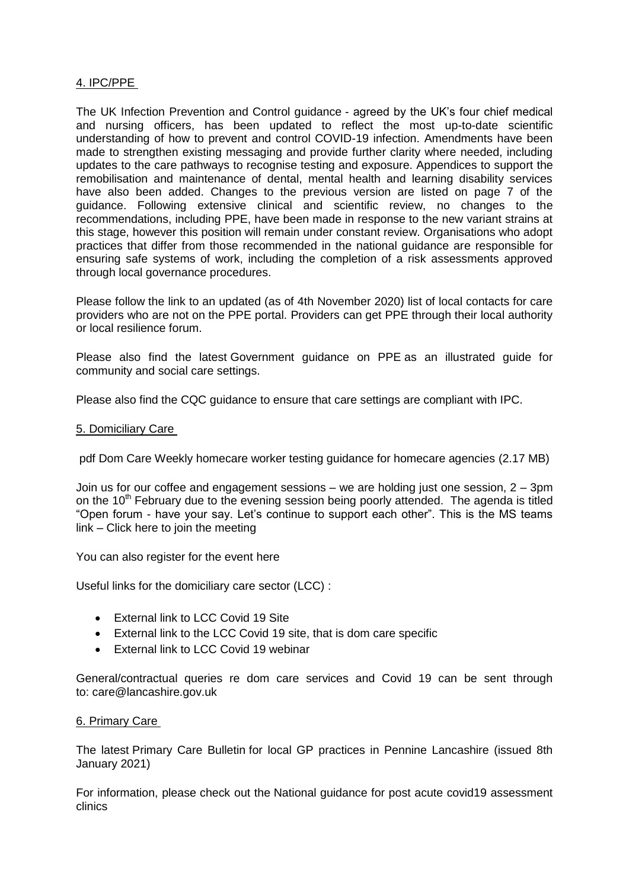## 4. IPC/PPE

The UK Infection Prevention and Control guidance - agreed by the UK's four chief medical and nursing officers, has been updated to reflect the most up-to-date scientific understanding of how to prevent and control COVID-19 infection. Amendments have been made to strengthen existing messaging and provide further clarity where needed, including updates to the care pathways to recognise testing and exposure. Appendices to support the remobilisation and maintenance of dental, mental health and learning disability services have also been added. Changes to the previous version are listed on page 7 of the guidance. Following extensive clinical and scientific review, no changes to the recommendations, including PPE, have been made in response to the new variant strains at this stage, however this position will remain under constant review. Organisations who adopt practices that differ from those recommended in the national guidance are responsible for ensuring safe systems of work, including the completion of a risk assessments approved through local governance procedures.

Please follow the link to an updated (as of 4th November 2020) list of local contacts for care providers who are not on the PPE portal. Providers can get PPE through their local authority or local resilience forum.

Please also find the latest Government guidance on PPE as an illustrated guide for community and social care settings.

Please also find the CQC guidance to ensure that care settings are compliant with IPC.

## 5. Domiciliary Care

pdf Dom Care Weekly homecare worker testing guidance for homecare agencies (2.17 MB)

Join us for our coffee and engagement sessions – we are holding just one session, 2 – 3pm on the 10th February due to the evening session being poorly attended. The agenda is titled "Open forum - have your say. Let's continue to support each other". This is the MS teams link – Click here to join the meeting

You can also register for the event here

Useful links for the domiciliary care sector (LCC) :

- External link to LCC Covid 19 Site
- External link to the LCC Covid 19 site, that is dom care specific
- External link to LCC Covid 19 webinar

General/contractual queries re dom care services and Covid 19 can be sent through to: care@lancashire.gov.uk

## 6. Primary Care

The latest Primary Care Bulletin for local GP practices in Pennine Lancashire (issued 8th January 2021)

For information, please check out the National guidance for post acute covid19 assessment clinics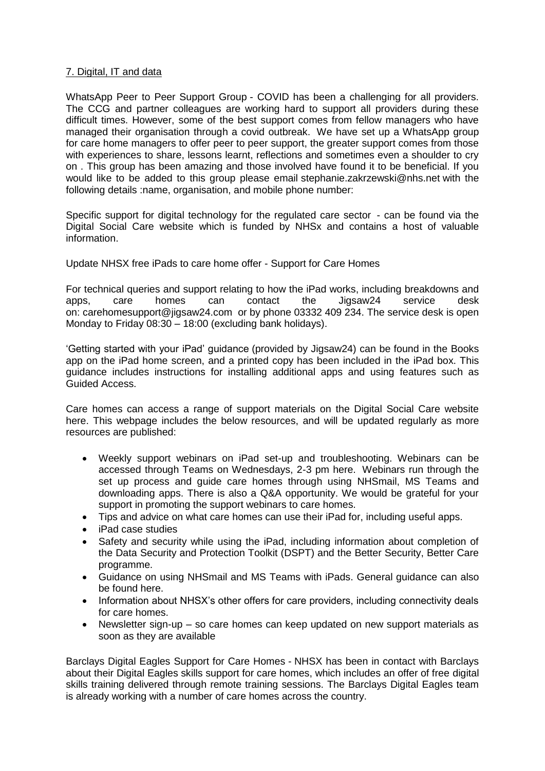7. Digital, IT and data

WhatsApp Peer to Peer Support Group - COVID has been a challenging for all providers. The CCG and partner colleagues are working hard to support all providers during these difficult times. However, some of the best support comes from fellow managers who have managed their organisation through a covid outbreak. We have set up a WhatsApp group for care home managers to offer peer to peer support, the greater support comes from those with experiences to share, lessons learnt, reflections and sometimes even a shoulder to cry on . This group has been amazing and those involved have found it to be beneficial. If you would like to be added to this group please email stephanie.zakrzewski@nhs.net with the following details :name, organisation, and mobile phone number:

Specific support for digital technology for the regulated care sector - can be found via the Digital Social Care website which is funded by NHSx and contains a host of valuable information.

Update NHSX free iPads to care home offer - Support for Care Homes

For technical queries and support relating to how the iPad works, including breakdowns and apps, care homes can contact the Jigsaw24 service desk on: carehomesupport@jigsaw24.com or by phone 03332 409 234. The service desk is open Monday to Friday 08:30 – 18:00 (excluding bank holidays).

'Getting started with your iPad' guidance (provided by Jigsaw24) can be found in the Books app on the iPad home screen, and a printed copy has been included in the iPad box. This guidance includes instructions for installing additional apps and using features such as Guided Access.

Care homes can access a range of support materials on the Digital Social Care website here. This webpage includes the below resources, and will be updated regularly as more resources are published:

- Weekly support webinars on iPad set-up and troubleshooting. Webinars can be accessed through Teams on Wednesdays, 2-3 pm here. Webinars run through the set up process and guide care homes through using NHSmail, MS Teams and downloading apps. There is also a Q&A opportunity. We would be grateful for your support in promoting the support webinars to care homes.
- Tips and advice on what care homes can use their iPad for, including useful apps.
- iPad case studies
- Safety and security while using the iPad, including information about completion of the Data Security and Protection Toolkit (DSPT) and the Better Security, Better Care programme.
- Guidance on using NHSmail and MS Teams with iPads. General guidance can also be found here.
- Information about NHSX's other offers for care providers, including connectivity deals for care homes.
- Newsletter sign-up – so care homes can keep updated on new support materials as soon as they are available

Barclays Digital Eagles Support for Care Homes - NHSX has been in contact with Barclays about their Digital Eagles skills support for care homes, which includes an offer of free digital skills training delivered through remote training sessions. The Barclays Digital Eagles team is already working with a number of care homes across the country.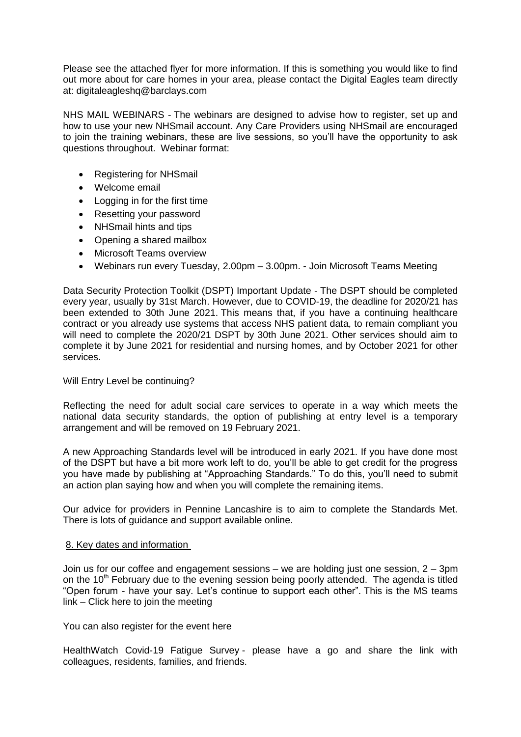Please see the attached flyer for more information. If this is something you would like to find out more about for care homes in your area, please contact the Digital Eagles team directly at: digitaleagleshq@barclays.com

NHS MAIL WEBINARS - The webinars are designed to advise how to register, set up and how to use your new NHSmail account. Any Care Providers using NHSmail are encouraged to join the training webinars, these are live sessions, so you'll have the opportunity to ask questions throughout. Webinar format:

- Registering for NHSmail
- Welcome email
- Logging in for the first time
- Resetting your password
- NHSmail hints and tips
- Opening a shared mailbox
- Microsoft Teams overview
- Webinars run every Tuesday, 2.00pm – 3.00pm. - Join Microsoft Teams Meeting

Data Security Protection Toolkit (DSPT) Important Update - The DSPT should be completed every year, usually by 31st March. However, due to COVID-19, the deadline for 2020/21 has been extended to 30th June 2021. This means that, if you have a continuing healthcare contract or you already use systems that access NHS patient data, to remain compliant you will need to complete the 2020/21 DSPT by 30th June 2021. Other services should aim to complete it by June 2021 for residential and nursing homes, and by October 2021 for other services.

Will Entry Level be continuing?

Reflecting the need for adult social care services to operate in a way which meets the national data security standards, the option of publishing at entry level is a temporary arrangement and will be removed on 19 February 2021.

A new Approaching Standards level will be introduced in early 2021. If you have done most of the DSPT but have a bit more work left to do, you'll be able to get credit for the progress you have made by publishing at "Approaching Standards." To do this, you'll need to submit an action plan saying how and when you will complete the remaining items.

Our advice for providers in Pennine Lancashire is to aim to complete the Standards Met. There is lots of guidance and support available online.

## 8. Key dates and information

Join us for our coffee and engagement sessions – we are holding just one session, 2 – 3pm on the 10th February due to the evening session being poorly attended. The agenda is titled "Open forum - have your say. Let's continue to support each other". This is the MS teams link – Click here to join the meeting

You can also register for the event here

HealthWatch Covid-19 Fatigue Survey - please have a go and share the link with colleagues, residents, families, and friends.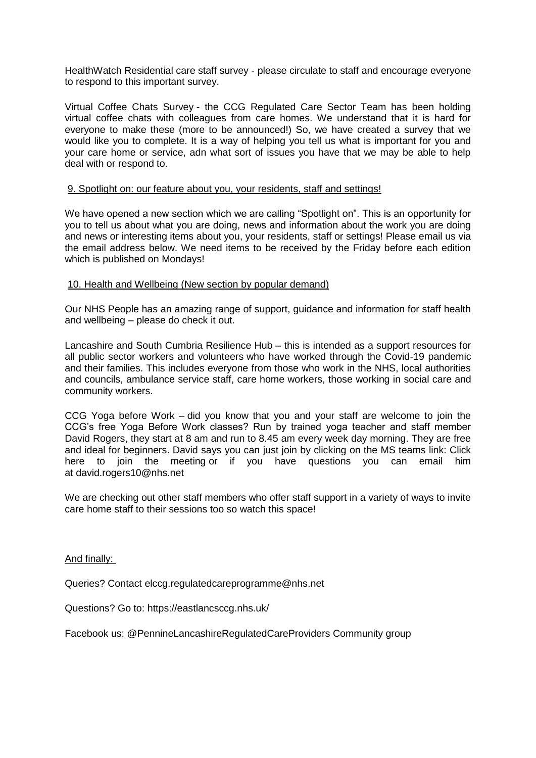HealthWatch Residential care staff survey - please circulate to staff and encourage everyone to respond to this important survey.

Virtual Coffee Chats Survey - the CCG Regulated Care Sector Team has been holding virtual coffee chats with colleagues from care homes. We understand that it is hard for everyone to make these (more to be announced!) So, we have created a survey that we would like you to complete. It is a way of helping you tell us what is important for you and your care home or service, adn what sort of issues you have that we may be able to help deal with or respond to.

## 9. Spotlight on: our feature about you, your residents, staff and settings!

We have opened a new section which we are calling "Spotlight on". This is an opportunity for you to tell us about what you are doing, news and information about the work you are doing and news or interesting items about you, your residents, staff or settings! Please email us via the email address below. We need items to be received by the Friday before each edition which is published on Mondays!

## 10. Health and Wellbeing (New section by popular demand)

Our NHS People has an amazing range of support, guidance and information for staff health and wellbeing – please do check it out.

Lancashire and South Cumbria Resilience Hub – this is intended as a support resources for all public sector workers and volunteers who have worked through the Covid-19 pandemic and their families. This includes everyone from those who work in the NHS, local authorities and councils, ambulance service staff, care home workers, those working in social care and community workers.

CCG Yoga before Work – did you know that you and your staff are welcome to join the CCG's free Yoga Before Work classes? Run by trained yoga teacher and staff member David Rogers, they start at 8 am and run to 8.45 am every week day morning. They are free and ideal for beginners. David says you can just join by clicking on the MS teams link: Click here to join the meeting or if you have questions you can email him at david.rogers10@nhs.net

We are checking out other staff members who offer staff support in a variety of ways to invite care home staff to their sessions too so watch this space!

## And finally:

Queries? Contact elccg.regulatedcareprogramme@nhs.net

Questions? Go to: https://eastlancsccg.nhs.uk/

Facebook us: @PennineLancashireRegulatedCareProviders Community group